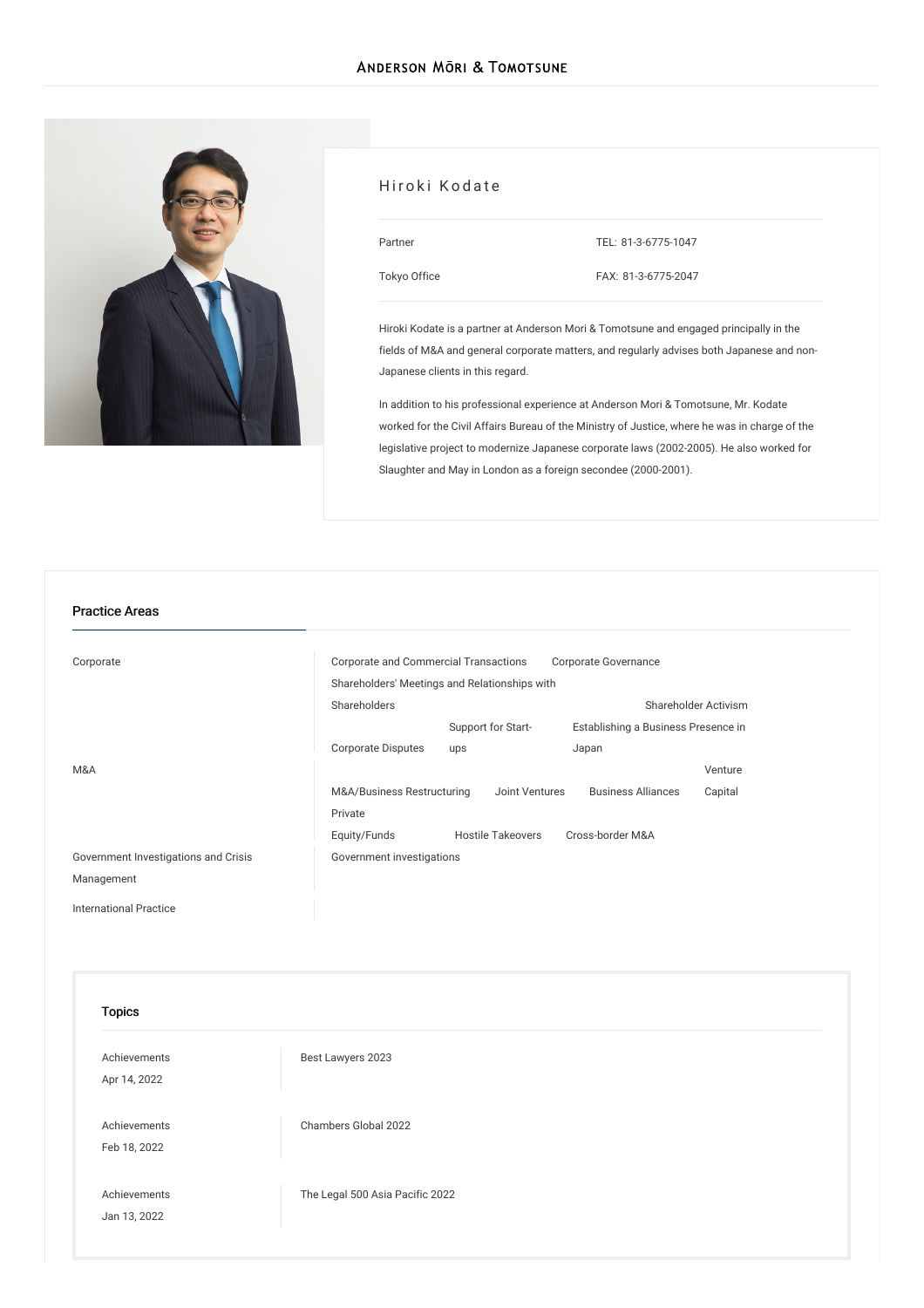# Hiroki Kodate

| | |
|---|---|
| Partner | TEL: 81-3-6775-1047 |
| Tokyo Office | FAX: 81-3-6775-2047 |

Hiroki Kodate is a partner at Anderson Mori & Tomotsune and engaged principally in the fields of M&A and general corporate matters, and regularly advises both Japanese and non-Japanese clients in this regard.

In addition to his professional experience at Anderson Mori & Tomotsune, Mr. Kodate worked for the Civil Affairs Bureau of the Ministry of Justice, where he was in charge of the legislative project to modernize Japanese corporate laws (2002-2005). He also worked for Slaughter and May in London as a foreign secondee (2000-2001).

## Practice Areas

| | |
|---|---|
| Corporate | Corporate and Commercial Transactions, Corporate Governance, Shareholders' Meetings and Relationships with Shareholders, Shareholder Activism, Corporate Disputes, Support for Start-ups, Establishing a Business Presence in Japan |
| M&A | M&A/Business Restructuring, Joint Ventures, Business Alliances, Venture Capital, Private Equity/Funds, Hostile Takeovers, Cross-border M&A |
| Government Investigations and Crisis Management | Government investigations |
| International Practice | |

## Topics

| | |
|---|---|
| Achievements<br>Apr 14, 2022 | Best Lawyers 2023 |
| Achievements<br>Feb 18, 2022 | Chambers Global 2022 |
| Achievements<br>Jan 13, 2022 | The Legal 500 Asia Pacific 2022 |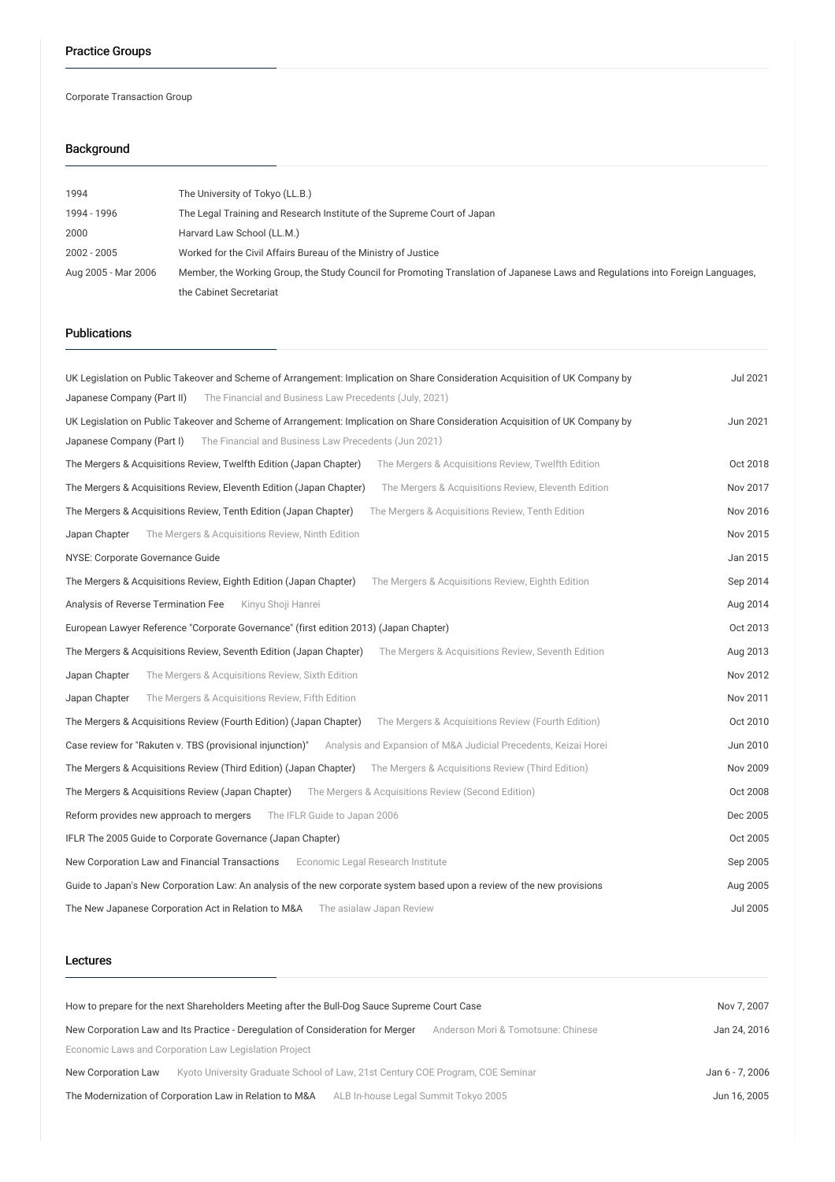## Practice Groups

Corporate Transaction Group

## Background

| | |
|---|---|
| 1994 | The University of Tokyo (LL.B.) |
| 1994 - 1996 | The Legal Training and Research Institute of the Supreme Court of Japan |
| 2000 | Harvard Law School (LL.M.) |
| 2002 - 2005 | Worked for the Civil Affairs Bureau of the Ministry of Justice |
| Aug 2005 - Mar 2006 | Member, the Working Group, the Study Council for Promoting Translation of Japanese Laws and Regulations into Foreign Languages, the Cabinet Secretariat |

## Publications

| | |
|---|---|
| UK Legislation on Public Takeover and Scheme of Arrangement: Implication on Share Consideration Acquisition of UK Company by Japanese Company (Part II) — The Financial and Business Law Precedents (July, 2021) | Jul 2021 |
| UK Legislation on Public Takeover and Scheme of Arrangement: Implication on Share Consideration Acquisition of UK Company by Japanese Company (Part I) — The Financial and Business Law Precedents (Jun 2021) | Jun 2021 |
| The Mergers & Acquisitions Review, Twelfth Edition (Japan Chapter) — The Mergers & Acquisitions Review, Twelfth Edition | Oct 2018 |
| The Mergers & Acquisitions Review, Eleventh Edition (Japan Chapter) — The Mergers & Acquisitions Review, Eleventh Edition | Nov 2017 |
| The Mergers & Acquisitions Review, Tenth Edition (Japan Chapter) — The Mergers & Acquisitions Review, Tenth Edition | Nov 2016 |
| Japan Chapter — The Mergers & Acquisitions Review, Ninth Edition | Nov 2015 |
| NYSE: Corporate Governance Guide | Jan 2015 |
| The Mergers & Acquisitions Review, Eighth Edition (Japan Chapter) — The Mergers & Acquisitions Review, Eighth Edition | Sep 2014 |
| Analysis of Reverse Termination Fee — Kinyu Shoji Hanrei | Aug 2014 |
| European Lawyer Reference "Corporate Governance" (first edition 2013) (Japan Chapter) | Oct 2013 |
| The Mergers & Acquisitions Review, Seventh Edition (Japan Chapter) — The Mergers & Acquisitions Review, Seventh Edition | Aug 2013 |
| Japan Chapter — The Mergers & Acquisitions Review, Sixth Edition | Nov 2012 |
| Japan Chapter — The Mergers & Acquisitions Review, Fifth Edition | Nov 2011 |
| The Mergers & Acquisitions Review (Fourth Edition) (Japan Chapter) — The Mergers & Acquisitions Review (Fourth Edition) | Oct 2010 |
| Case review for "Rakuten v. TBS (provisional injunction)" — Analysis and Expansion of M&A Judicial Precedents, Keizai Horei | Jun 2010 |
| The Mergers & Acquisitions Review (Third Edition) (Japan Chapter) — The Mergers & Acquisitions Review (Third Edition) | Nov 2009 |
| The Mergers & Acquisitions Review (Japan Chapter) — The Mergers & Acquisitions Review (Second Edition) | Oct 2008 |
| Reform provides new approach to mergers — The IFLR Guide to Japan 2006 | Dec 2005 |
| IFLR The 2005 Guide to Corporate Governance (Japan Chapter) | Oct 2005 |
| New Corporation Law and Financial Transactions — Economic Legal Research Institute | Sep 2005 |
| Guide to Japan's New Corporation Law: An analysis of the new corporate system based upon a review of the new provisions | Aug 2005 |
| The New Japanese Corporation Act in Relation to M&A — The asialaw Japan Review | Jul 2005 |

## Lectures

| | |
|---|---|
| How to prepare for the next Shareholders Meeting after the Bull-Dog Sauce Supreme Court Case | Nov 7, 2007 |
| New Corporation Law and Its Practice - Deregulation of Consideration for Merger — Anderson Mori & Tomotsune: Chinese Economic Laws and Corporation Law Legislation Project | Jan 24, 2016 |
| New Corporation Law — Kyoto University Graduate School of Law, 21st Century COE Program, COE Seminar | Jan 6 - 7, 2006 |
| The Modernization of Corporation Law in Relation to M&A — ALB In-house Legal Summit Tokyo 2005 | Jun 16, 2005 |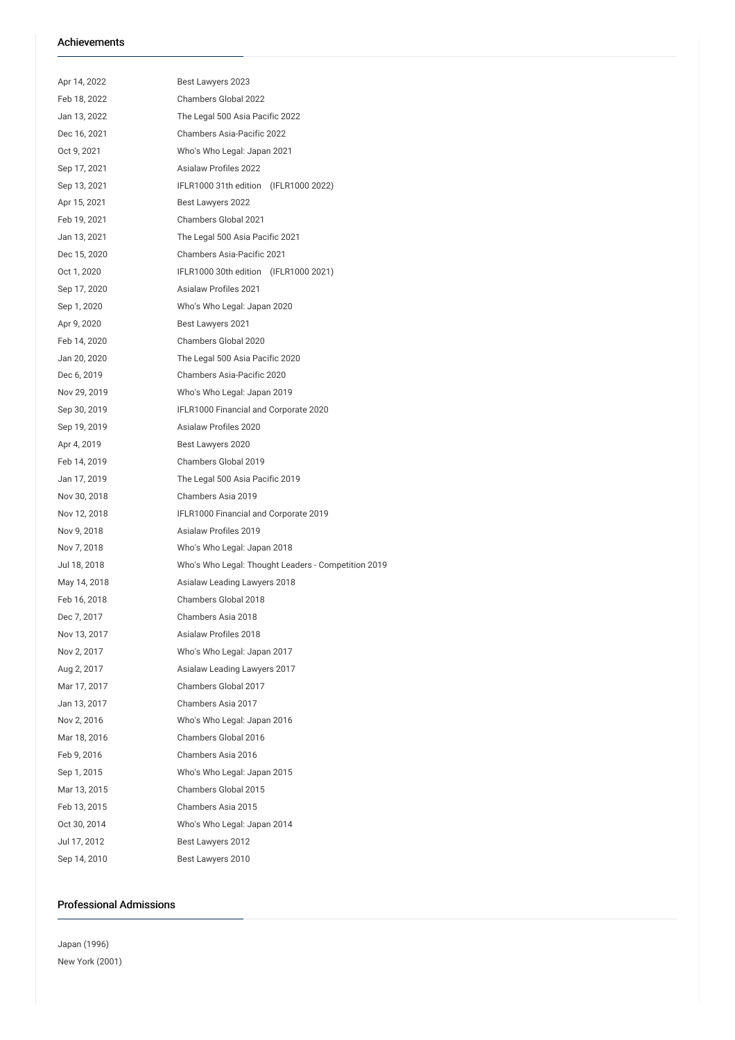## Achievements

| | |
|---|---|
| Apr 14, 2022 | Best Lawyers 2023 |
| Feb 18, 2022 | Chambers Global 2022 |
| Jan 13, 2022 | The Legal 500 Asia Pacific 2022 |
| Dec 16, 2021 | Chambers Asia-Pacific 2022 |
| Oct 9, 2021 | Who's Who Legal: Japan 2021 |
| Sep 17, 2021 | Asialaw Profiles 2022 |
| Sep 13, 2021 | IFLR1000 31th edition (IFLR1000 2022) |
| Apr 15, 2021 | Best Lawyers 2022 |
| Feb 19, 2021 | Chambers Global 2021 |
| Jan 13, 2021 | The Legal 500 Asia Pacific 2021 |
| Dec 15, 2020 | Chambers Asia-Pacific 2021 |
| Oct 1, 2020 | IFLR1000 30th edition (IFLR1000 2021) |
| Sep 17, 2020 | Asialaw Profiles 2021 |
| Sep 1, 2020 | Who's Who Legal: Japan 2020 |
| Apr 9, 2020 | Best Lawyers 2021 |
| Feb 14, 2020 | Chambers Global 2020 |
| Jan 20, 2020 | The Legal 500 Asia Pacific 2020 |
| Dec 6, 2019 | Chambers Asia-Pacific 2020 |
| Nov 29, 2019 | Who's Who Legal: Japan 2019 |
| Sep 30, 2019 | IFLR1000 Financial and Corporate 2020 |
| Sep 19, 2019 | Asialaw Profiles 2020 |
| Apr 4, 2019 | Best Lawyers 2020 |
| Feb 14, 2019 | Chambers Global 2019 |
| Jan 17, 2019 | The Legal 500 Asia Pacific 2019 |
| Nov 30, 2018 | Chambers Asia 2019 |
| Nov 12, 2018 | IFLR1000 Financial and Corporate 2019 |
| Nov 9, 2018 | Asialaw Profiles 2019 |
| Nov 7, 2018 | Who's Who Legal: Japan 2018 |
| Jul 18, 2018 | Who's Who Legal: Thought Leaders - Competition 2019 |
| May 14, 2018 | Asialaw Leading Lawyers 2018 |
| Feb 16, 2018 | Chambers Global 2018 |
| Dec 7, 2017 | Chambers Asia 2018 |
| Nov 13, 2017 | Asialaw Profiles 2018 |
| Nov 2, 2017 | Who's Who Legal: Japan 2017 |
| Aug 2, 2017 | Asialaw Leading Lawyers 2017 |
| Mar 17, 2017 | Chambers Global 2017 |
| Jan 13, 2017 | Chambers Asia 2017 |
| Nov 2, 2016 | Who's Who Legal: Japan 2016 |
| Mar 18, 2016 | Chambers Global 2016 |
| Feb 9, 2016 | Chambers Asia 2016 |
| Sep 1, 2015 | Who's Who Legal: Japan 2015 |
| Mar 13, 2015 | Chambers Global 2015 |
| Feb 13, 2015 | Chambers Asia 2015 |
| Oct 30, 2014 | Who's Who Legal: Japan 2014 |
| Jul 17, 2012 | Best Lawyers 2012 |
| Sep 14, 2010 | Best Lawyers 2010 |

## Professional Admissions

Japan (1996)

New York (2001)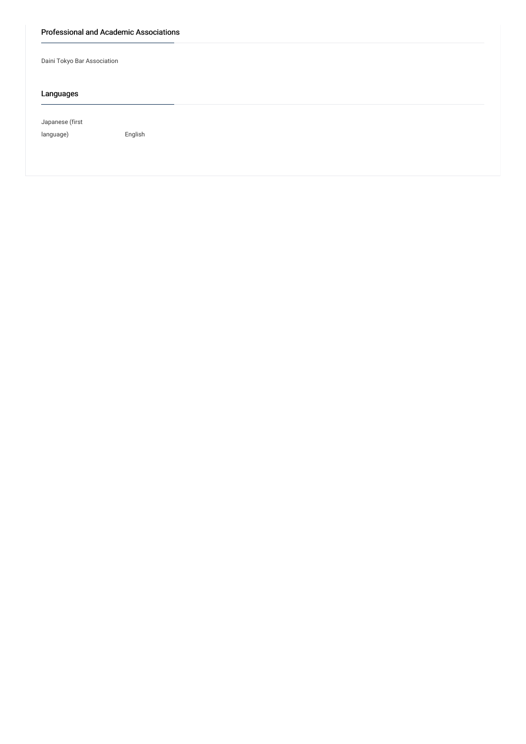## Professional and Academic Associations

Daini Tokyo Bar Association

## Languages

Japanese (first language)

English